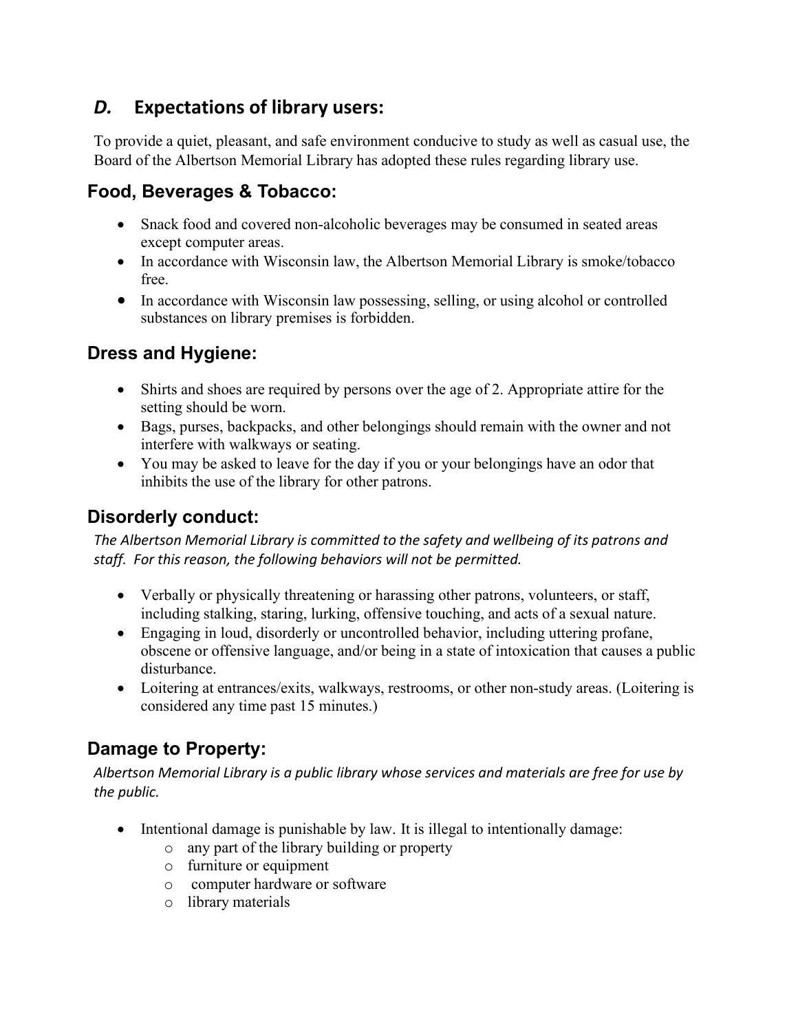## *D.* Expectations of library users:

To provide a quiet, pleasant, and safe environment conducive to study as well as casual use, the Board of the Albertson Memorial Library has adopted these rules regarding library use.

### Food, Beverages & Tobacco:

- Snack food and covered non-alcoholic beverages may be consumed in seated areas except computer areas.
- In accordance with Wisconsin law, the Albertson Memorial Library is smoke/tobacco free.
- In accordance with Wisconsin law possessing, selling, or using alcohol or controlled substances on library premises is forbidden.

### Dress and Hygiene:

- Shirts and shoes are required by persons over the age of 2. Appropriate attire for the setting should be worn.
- Bags, purses, backpacks, and other belongings should remain with the owner and not interfere with walkways or seating.
- You may be asked to leave for the day if you or your belongings have an odor that inhibits the use of the library for other patrons.

### Disorderly conduct:

*The Albertson Memorial Library is committed to the safety and wellbeing of its patrons and staff. For this reason, the following behaviors will not be permitted.*

- Verbally or physically threatening or harassing other patrons, volunteers, or staff, including stalking, staring, lurking, offensive touching, and acts of a sexual nature.
- Engaging in loud, disorderly or uncontrolled behavior, including uttering profane, obscene or offensive language, and/or being in a state of intoxication that causes a public disturbance.
- Loitering at entrances/exits, walkways, restrooms, or other non-study areas. (Loitering is considered any time past 15 minutes.)

### Damage to Property:

*Albertson Memorial Library is a public library whose services and materials are free for use by the public.*

- Intentional damage is punishable by law. It is illegal to intentionally damage:
  - any part of the library building or property
  - furniture or equipment
  - computer hardware or software
  - library materials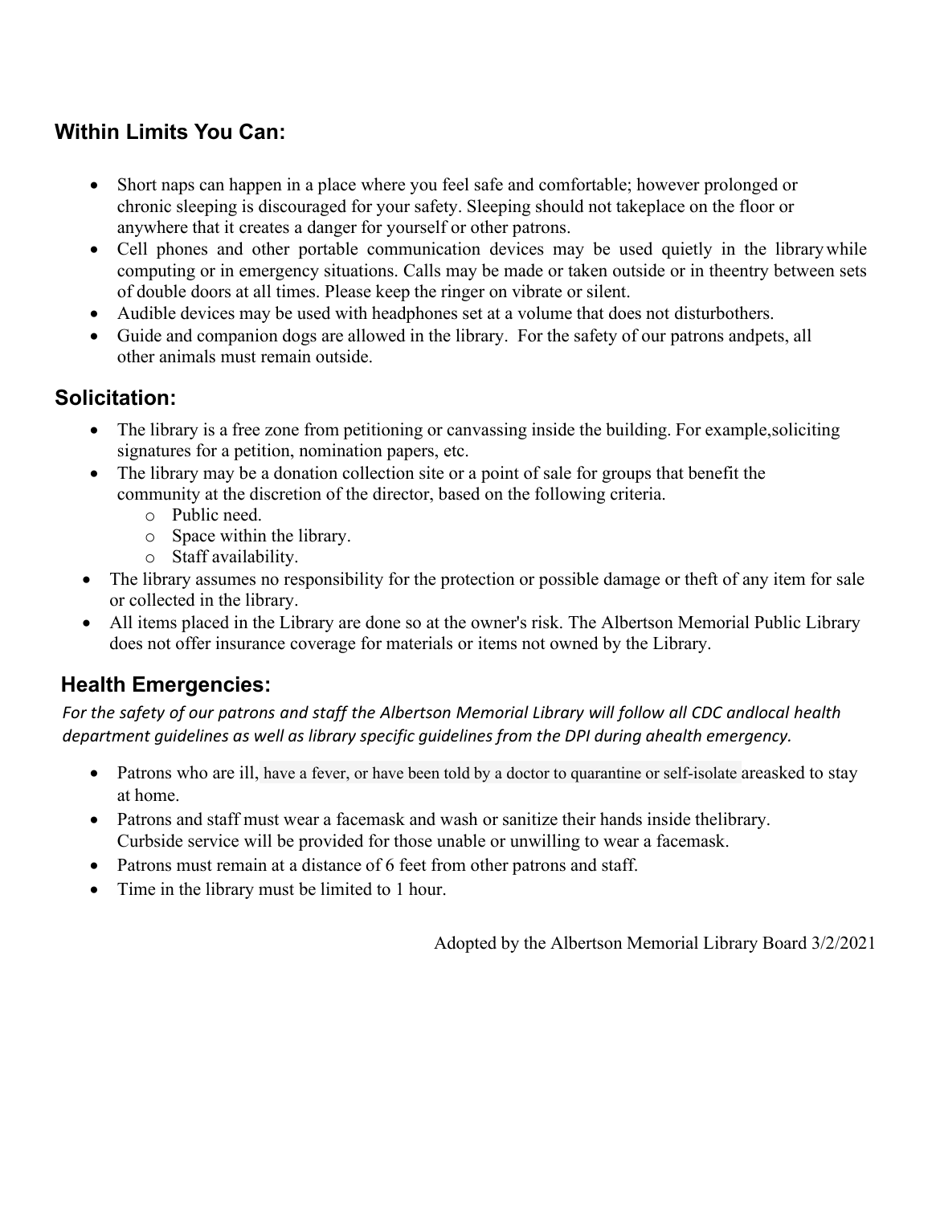## Within Limits You Can:

- Short naps can happen in a place where you feel safe and comfortable; however prolonged or chronic sleeping is discouraged for your safety. Sleeping should not takeplace on the floor or anywhere that it creates a danger for yourself or other patrons.
- Cell phones and other portable communication devices may be used quietly in the library while computing or in emergency situations. Calls may be made or taken outside or in theentry between sets of double doors at all times. Please keep the ringer on vibrate or silent.
- Audible devices may be used with headphones set at a volume that does not disturbothers.
- Guide and companion dogs are allowed in the library. For the safety of our patrons andpets, all other animals must remain outside.

## Solicitation:

- The library is a free zone from petitioning or canvassing inside the building. For example,soliciting signatures for a petition, nomination papers, etc.
- The library may be a donation collection site or a point of sale for groups that benefit the community at the discretion of the director, based on the following criteria.
  - Public need.
  - Space within the library.
  - Staff availability.
- The library assumes no responsibility for the protection or possible damage or theft of any item for sale or collected in the library.
- All items placed in the Library are done so at the owner's risk. The Albertson Memorial Public Library does not offer insurance coverage for materials or items not owned by the Library.

## Health Emergencies:

*For the safety of our patrons and staff the Albertson Memorial Library will follow all CDC andlocal health department guidelines as well as library specific guidelines from the DPI during ahealth emergency.*

- Patrons who are ill, have a fever, or have been told by a doctor to quarantine or self-isolate areasked to stay at home.
- Patrons and staff must wear a facemask and wash or sanitize their hands inside thelibrary. Curbside service will be provided for those unable or unwilling to wear a facemask.
- Patrons must remain at a distance of 6 feet from other patrons and staff.
- Time in the library must be limited to 1 hour.

Adopted by the Albertson Memorial Library Board 3/2/2021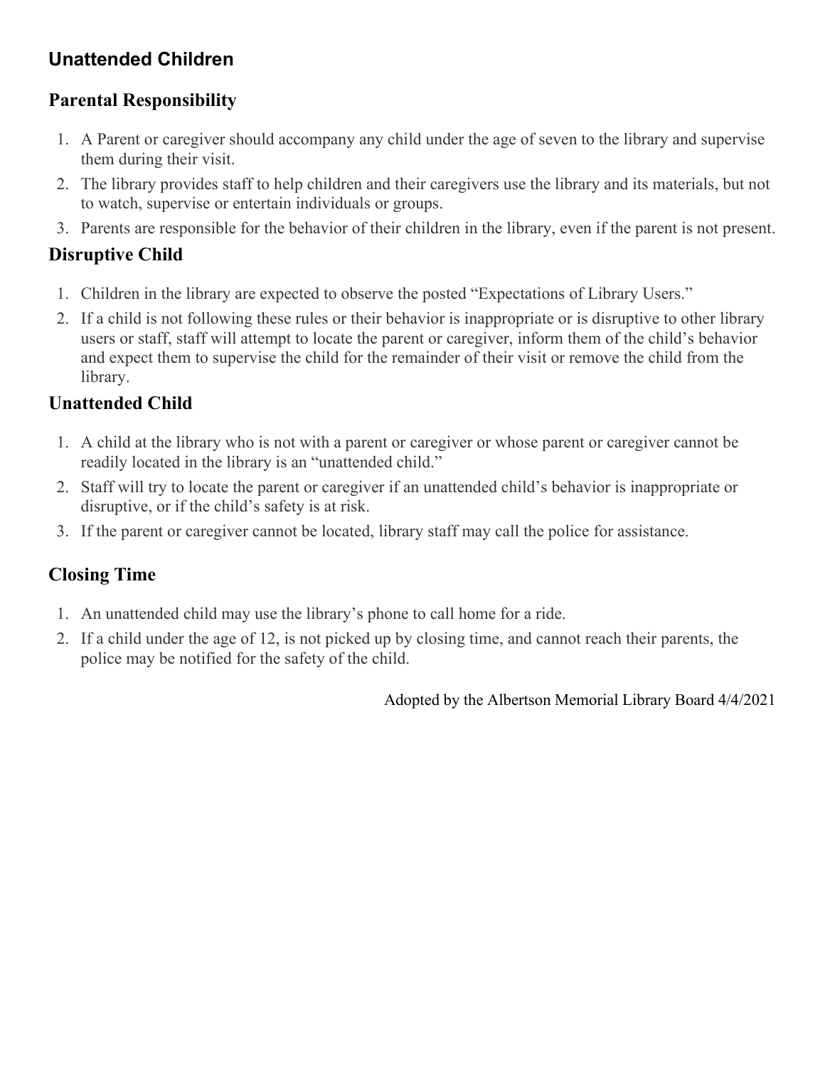## Unattended Children

### Parental Responsibility

1. A Parent or caregiver should accompany any child under the age of seven to the library and supervise them during their visit.
2. The library provides staff to help children and their caregivers use the library and its materials, but not to watch, supervise or entertain individuals or groups.
3. Parents are responsible for the behavior of their children in the library, even if the parent is not present.

### Disruptive Child

1. Children in the library are expected to observe the posted "Expectations of Library Users."
2. If a child is not following these rules or their behavior is inappropriate or is disruptive to other library users or staff, staff will attempt to locate the parent or caregiver, inform them of the child's behavior and expect them to supervise the child for the remainder of their visit or remove the child from the library.

### Unattended Child

1. A child at the library who is not with a parent or caregiver or whose parent or caregiver cannot be readily located in the library is an "unattended child."
2. Staff will try to locate the parent or caregiver if an unattended child's behavior is inappropriate or disruptive, or if the child's safety is at risk.
3. If the parent or caregiver cannot be located, library staff may call the police for assistance.

### Closing Time

1. An unattended child may use the library's phone to call home for a ride.
2. If a child under the age of 12, is not picked up by closing time, and cannot reach their parents, the police may be notified for the safety of the child.

Adopted by the Albertson Memorial Library Board 4/4/2021